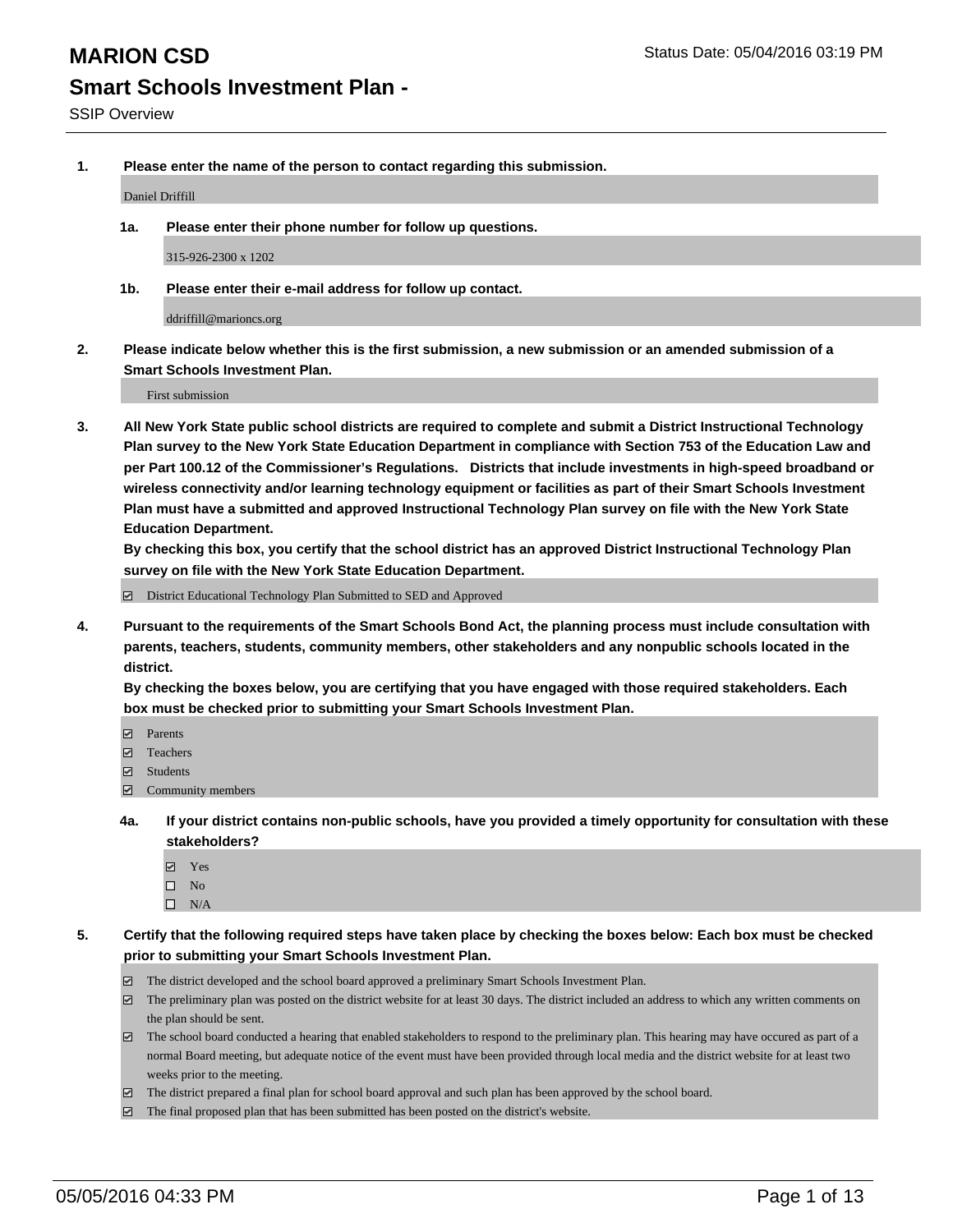# MARION CSD

Status Date: 05/04/2016 03:19 PM

## Smart Schools Investment Plan -

SSIP Overview

**1. Please enter the name of the person to contact regarding this submission.**

Daniel Driffill

**1a. Please enter their phone number for follow up questions.**

315-926-2300 x 1202

**1b. Please enter their e-mail address for follow up contact.**

ddriffill@marioncs.org

**2. Please indicate below whether this is the first submission, a new submission or an amended submission of a Smart Schools Investment Plan.**

First submission

**3. All New York State public school districts are required to complete and submit a District Instructional Technology Plan survey to the New York State Education Department in compliance with Section 753 of the Education Law and per Part 100.12 of the Commissioner's Regulations. Districts that include investments in high-speed broadband or wireless connectivity and/or learning technology equipment or facilities as part of their Smart Schools Investment Plan must have a submitted and approved Instructional Technology Plan survey on file with the New York State Education Department.**
**By checking this box, you certify that the school district has an approved District Instructional Technology Plan survey on file with the New York State Education Department.**

- [x] District Educational Technology Plan Submitted to SED and Approved

**4. Pursuant to the requirements of the Smart Schools Bond Act, the planning process must include consultation with parents, teachers, students, community members, other stakeholders and any nonpublic schools located in the district.**
**By checking the boxes below, you are certifying that you have engaged with those required stakeholders. Each box must be checked prior to submitting your Smart Schools Investment Plan.**

- [x] Parents
- [x] Teachers
- [x] Students
- [x] Community members

**4a. If your district contains non-public schools, have you provided a timely opportunity for consultation with these stakeholders?**

- [x] Yes
- [ ] No
- [ ] N/A

**5. Certify that the following required steps have taken place by checking the boxes below: Each box must be checked prior to submitting your Smart Schools Investment Plan.**

- [x] The district developed and the school board approved a preliminary Smart Schools Investment Plan.
- [x] The preliminary plan was posted on the district website for at least 30 days. The district included an address to which any written comments on the plan should be sent.
- [x] The school board conducted a hearing that enabled stakeholders to respond to the preliminary plan. This hearing may have occured as part of a normal Board meeting, but adequate notice of the event must have been provided through local media and the district website for at least two weeks prior to the meeting.
- [x] The district prepared a final plan for school board approval and such plan has been approved by the school board.
- [x] The final proposed plan that has been submitted has been posted on the district's website.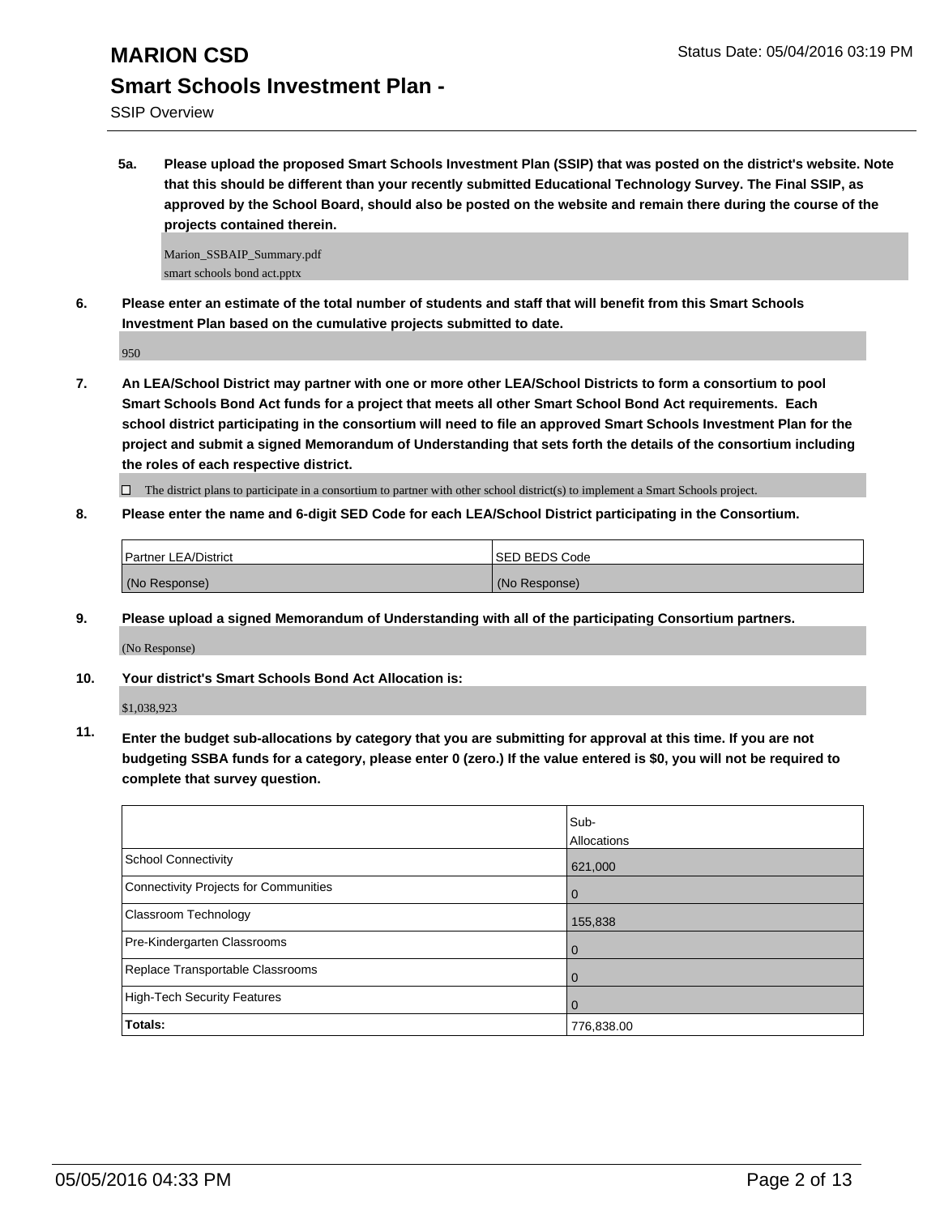# MARION CSD

## Smart Schools Investment Plan -

SSIP Overview

**5a. Please upload the proposed Smart Schools Investment Plan (SSIP) that was posted on the district's website. Note that this should be different than your recently submitted Educational Technology Survey. The Final SSIP, as approved by the School Board, should also be posted on the website and remain there during the course of the projects contained therein.**

Marion_SSBAIP_Summary.pdf
smart schools bond act.pptx

**6. Please enter an estimate of the total number of students and staff that will benefit from this Smart Schools Investment Plan based on the cumulative projects submitted to date.**

950

**7. An LEA/School District may partner with one or more other LEA/School Districts to form a consortium to pool Smart Schools Bond Act funds for a project that meets all other Smart School Bond Act requirements. Each school district participating in the consortium will need to file an approved Smart Schools Investment Plan for the project and submit a signed Memorandum of Understanding that sets forth the details of the consortium including the roles of each respective district.**

☐ The district plans to participate in a consortium to partner with other school district(s) to implement a Smart Schools project.

**8. Please enter the name and 6-digit SED Code for each LEA/School District participating in the Consortium.**

| Partner LEA/District | SED BEDS Code |
|---|---|
| (No Response) | (No Response) |

**9. Please upload a signed Memorandum of Understanding with all of the participating Consortium partners.**

(No Response)

**10. Your district's Smart Schools Bond Act Allocation is:**

$1,038,923

**11. Enter the budget sub-allocations by category that you are submitting for approval at this time. If you are not budgeting SSBA funds for a category, please enter 0 (zero.) If the value entered is $0, you will not be required to complete that survey question.**

| | Sub-Allocations |
|---|---|
| School Connectivity | 621,000 |
| Connectivity Projects for Communities | 0 |
| Classroom Technology | 155,838 |
| Pre-Kindergarten Classrooms | 0 |
| Replace Transportable Classrooms | 0 |
| High-Tech Security Features | 0 |
| **Totals:** | 776,838.00 |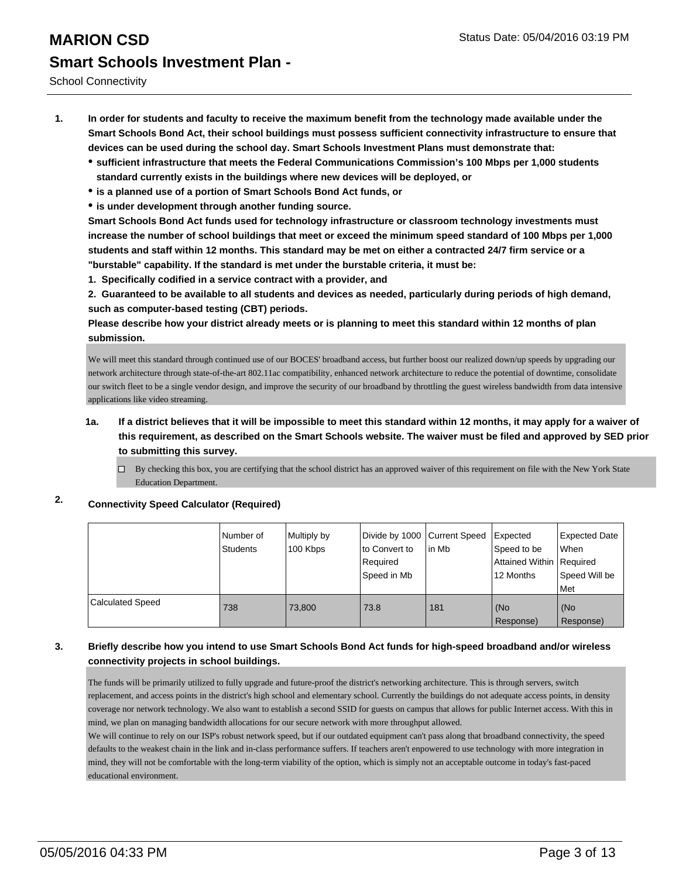# MARION CSD

## Smart Schools Investment Plan -

School Connectivity

Status Date: 05/04/2016 03:19 PM

1. **In order for students and faculty to receive the maximum benefit from the technology made available under the Smart Schools Bond Act, their school buildings must possess sufficient connectivity infrastructure to ensure that devices can be used during the school day. Smart Schools Investment Plans must demonstrate that:**
   - **sufficient infrastructure that meets the Federal Communications Commission's 100 Mbps per 1,000 students standard currently exists in the buildings where new devices will be deployed, or**
   - **is a planned use of a portion of Smart Schools Bond Act funds, or**
   - **is under development through another funding source.**

   **Smart Schools Bond Act funds used for technology infrastructure or classroom technology investments must increase the number of school buildings that meet or exceed the minimum speed standard of 100 Mbps per 1,000 students and staff within 12 months. This standard may be met on either a contracted 24/7 firm service or a "burstable" capability. If the standard is met under the burstable criteria, it must be:**

   **1. Specifically codified in a service contract with a provider, and**

   **2. Guaranteed to be available to all students and devices as needed, particularly during periods of high demand, such as computer-based testing (CBT) periods.**

   **Please describe how your district already meets or is planning to meet this standard within 12 months of plan submission.**

   We will meet this standard through continued use of our BOCES' broadband access, but further boost our realized down/up speeds by upgrading our network architecture through state-of-the-art 802.11ac compatibility, enhanced network architecture to reduce the potential of downtime, consolidate our switch fleet to be a single vendor design, and improve the security of our broadband by throttling the guest wireless bandwidth from data intensive applications like video streaming.

   **1a. If a district believes that it will be impossible to meet this standard within 12 months, it may apply for a waiver of this requirement, as described on the Smart Schools website. The waiver must be filed and approved by SED prior to submitting this survey.**

   ☐ By checking this box, you are certifying that the school district has an approved waiver of this requirement on file with the New York State Education Department.

2. **Connectivity Speed Calculator (Required)**

| | Number of Students | Multiply by 100 Kbps | Divide by 1000 to Convert to Required Speed in Mb | Current Speed in Mb | Expected Speed to be Attained Within 12 Months | Expected Date When Required Speed Will be Met |
|---|---|---|---|---|---|---|
| Calculated Speed | 738 | 73,800 | 73.8 | 181 | (No Response) | (No Response) |

3. **Briefly describe how you intend to use Smart Schools Bond Act funds for high-speed broadband and/or wireless connectivity projects in school buildings.**

   The funds will be primarily utilized to fully upgrade and future-proof the district's networking architecture. This is through servers, switch replacement, and access points in the district's high school and elementary school. Currently the buildings do not adequate access points, in density coverage nor network technology. We also want to establish a second SSID for guests on campus that allows for public Internet access. With this in mind, we plan on managing bandwidth allocations for our secure network with more throughput allowed.

   We will continue to rely on our ISP's robust network speed, but if our outdated equipment can't pass along that broadband connectivity, the speed defaults to the weakest chain in the link and in-class performance suffers. If teachers aren't enpowered to use technology with more integration in mind, they will not be comfortable with the long-term viability of the option, which is simply not an acceptable outcome in today's fast-paced educational environment.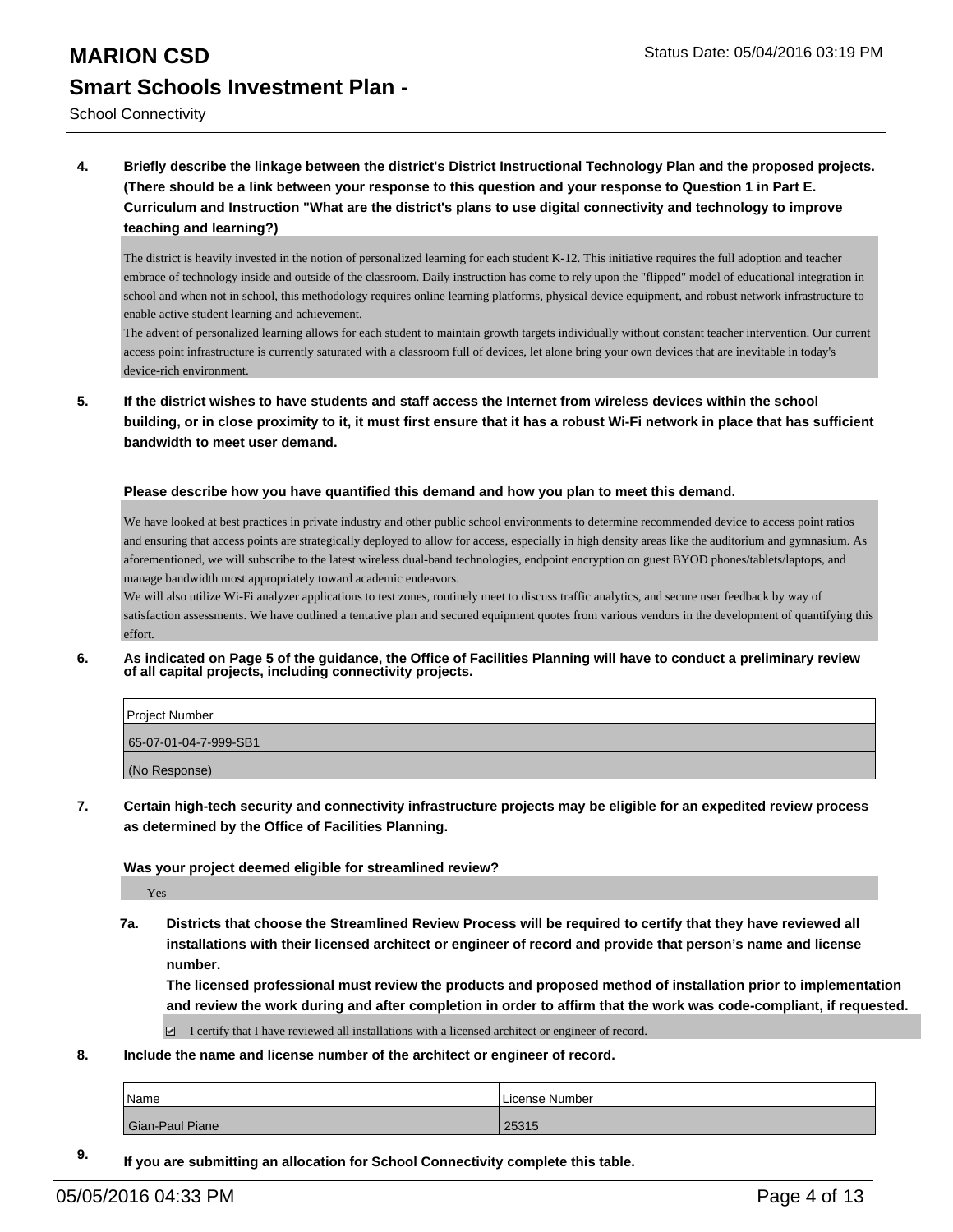**4. Briefly describe the linkage between the district's District Instructional Technology Plan and the proposed projects. (There should be a link between your response to this question and your response to Question 1 in Part E. Curriculum and Instruction "What are the district's plans to use digital connectivity and technology to improve teaching and learning?)**

The district is heavily invested in the notion of personalized learning for each student K-12. This initiative requires the full adoption and teacher embrace of technology inside and outside of the classroom. Daily instruction has come to rely upon the "flipped" model of educational integration in school and when not in school, this methodology requires online learning platforms, physical device equipment, and robust network infrastructure to enable active student learning and achievement.
The advent of personalized learning allows for each student to maintain growth targets individually without constant teacher intervention. Our current access point infrastructure is currently saturated with a classroom full of devices, let alone bring your own devices that are inevitable in today's device-rich environment.

**5. If the district wishes to have students and staff access the Internet from wireless devices within the school building, or in close proximity to it, it must first ensure that it has a robust Wi-Fi network in place that has sufficient bandwidth to meet user demand.**

**Please describe how you have quantified this demand and how you plan to meet this demand.**

We have looked at best practices in private industry and other public school environments to determine recommended device to access point ratios and ensuring that access points are strategically deployed to allow for access, especially in high density areas like the auditorium and gymnasium. As aforementioned, we will subscribe to the latest wireless dual-band technologies, endpoint encryption on guest BYOD phones/tablets/laptops, and manage bandwidth most appropriately toward academic endeavors.
We will also utilize Wi-Fi analyzer applications to test zones, routinely meet to discuss traffic analytics, and secure user feedback by way of satisfaction assessments. We have outlined a tentative plan and secured equipment quotes from various vendors in the development of quantifying this effort.

**6. As indicated on Page 5 of the guidance, the Office of Facilities Planning will have to conduct a preliminary review of all capital projects, including connectivity projects.**

| Project Number |
| --- |
| 65-07-01-04-7-999-SB1 |
| (No Response) |

**7. Certain high-tech security and connectivity infrastructure projects may be eligible for an expedited review process as determined by the Office of Facilities Planning.**

**Was your project deemed eligible for streamlined review?**

Yes

**7a. Districts that choose the Streamlined Review Process will be required to certify that they have reviewed all installations with their licensed architect or engineer of record and provide that person's name and license number.**
**The licensed professional must review the products and proposed method of installation prior to implementation and review the work during and after completion in order to affirm that the work was code-compliant, if requested.**

☑ I certify that I have reviewed all installations with a licensed architect or engineer of record.

**8. Include the name and license number of the architect or engineer of record.**

| Name | License Number |
| --- | --- |
| Gian-Paul Piane | 25315 |

**9. If you are submitting an allocation for School Connectivity complete this table.**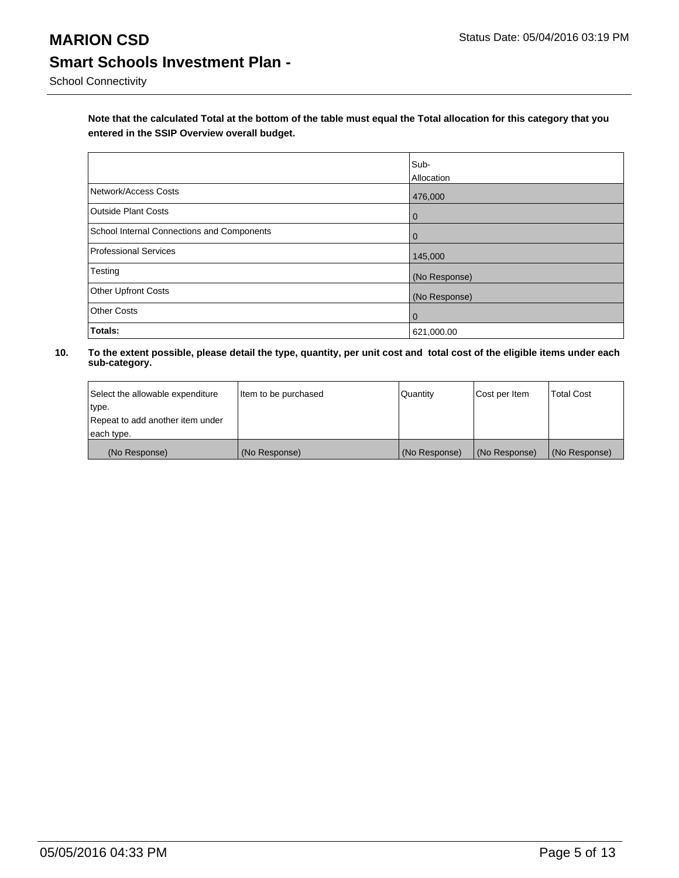**Note that the calculated Total at the bottom of the table must equal the Total allocation for this category that you entered in the SSIP Overview overall budget.**

| | Sub-Allocation |
|---|---|
| Network/Access Costs | 476,000 |
| Outside Plant Costs | 0 |
| School Internal Connections and Components | 0 |
| Professional Services | 145,000 |
| Testing | (No Response) |
| Other Upfront Costs | (No Response) |
| Other Costs | 0 |
| **Totals:** | 621,000.00 |

**10. To the extent possible, please detail the type, quantity, per unit cost and total cost of the eligible items under each sub-category.**

| Select the allowable expenditure type. Repeat to add another item under each type. | Item to be purchased | Quantity | Cost per Item | Total Cost |
|---|---|---|---|---|
| (No Response) | (No Response) | (No Response) | (No Response) | (No Response) |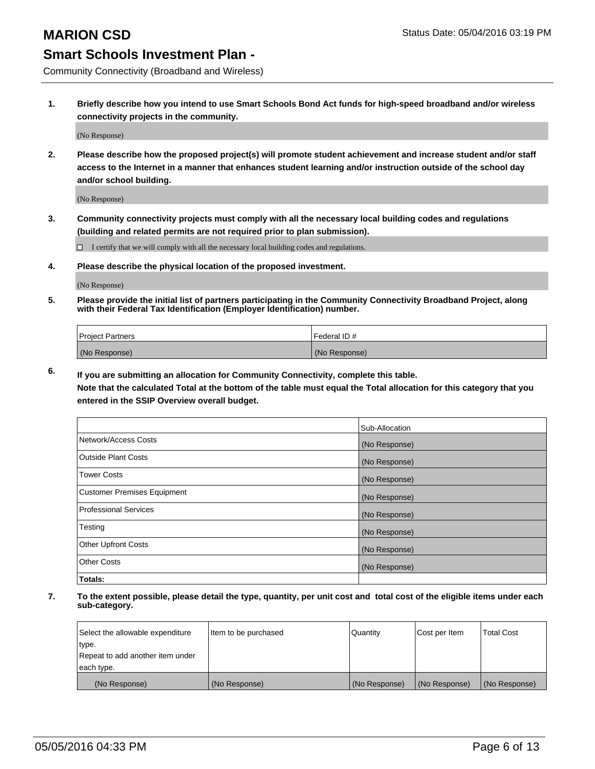# MARION CSD

Status Date: 05/04/2016 03:19 PM

## Smart Schools Investment Plan -

Community Connectivity (Broadband and Wireless)

**1. Briefly describe how you intend to use Smart Schools Bond Act funds for high-speed broadband and/or wireless connectivity projects in the community.**

(No Response)

**2. Please describe how the proposed project(s) will promote student achievement and increase student and/or staff access to the Internet in a manner that enhances student learning and/or instruction outside of the school day and/or school building.**

(No Response)

**3. Community connectivity projects must comply with all the necessary local building codes and regulations (building and related permits are not required prior to plan submission).**

☐ I certify that we will comply with all the necessary local building codes and regulations.

**4. Please describe the physical location of the proposed investment.**

(No Response)

**5. Please provide the initial list of partners participating in the Community Connectivity Broadband Project, along with their Federal Tax Identification (Employer Identification) number.**

| Project Partners | Federal ID # |
|---|---|
| (No Response) | (No Response) |

**6. If you are submitting an allocation for Community Connectivity, complete this table.**
**Note that the calculated Total at the bottom of the table must equal the Total allocation for this category that you entered in the SSIP Overview overall budget.**

| | Sub-Allocation |
|---|---|
| Network/Access Costs | (No Response) |
| Outside Plant Costs | (No Response) |
| Tower Costs | (No Response) |
| Customer Premises Equipment | (No Response) |
| Professional Services | (No Response) |
| Testing | (No Response) |
| Other Upfront Costs | (No Response) |
| Other Costs | (No Response) |
| **Totals:** | |

**7. To the extent possible, please detail the type, quantity, per unit cost and total cost of the eligible items under each sub-category.**

| Select the allowable expenditure type. Repeat to add another item under each type. | Item to be purchased | Quantity | Cost per Item | Total Cost |
|---|---|---|---|---|
| (No Response) | (No Response) | (No Response) | (No Response) | (No Response) |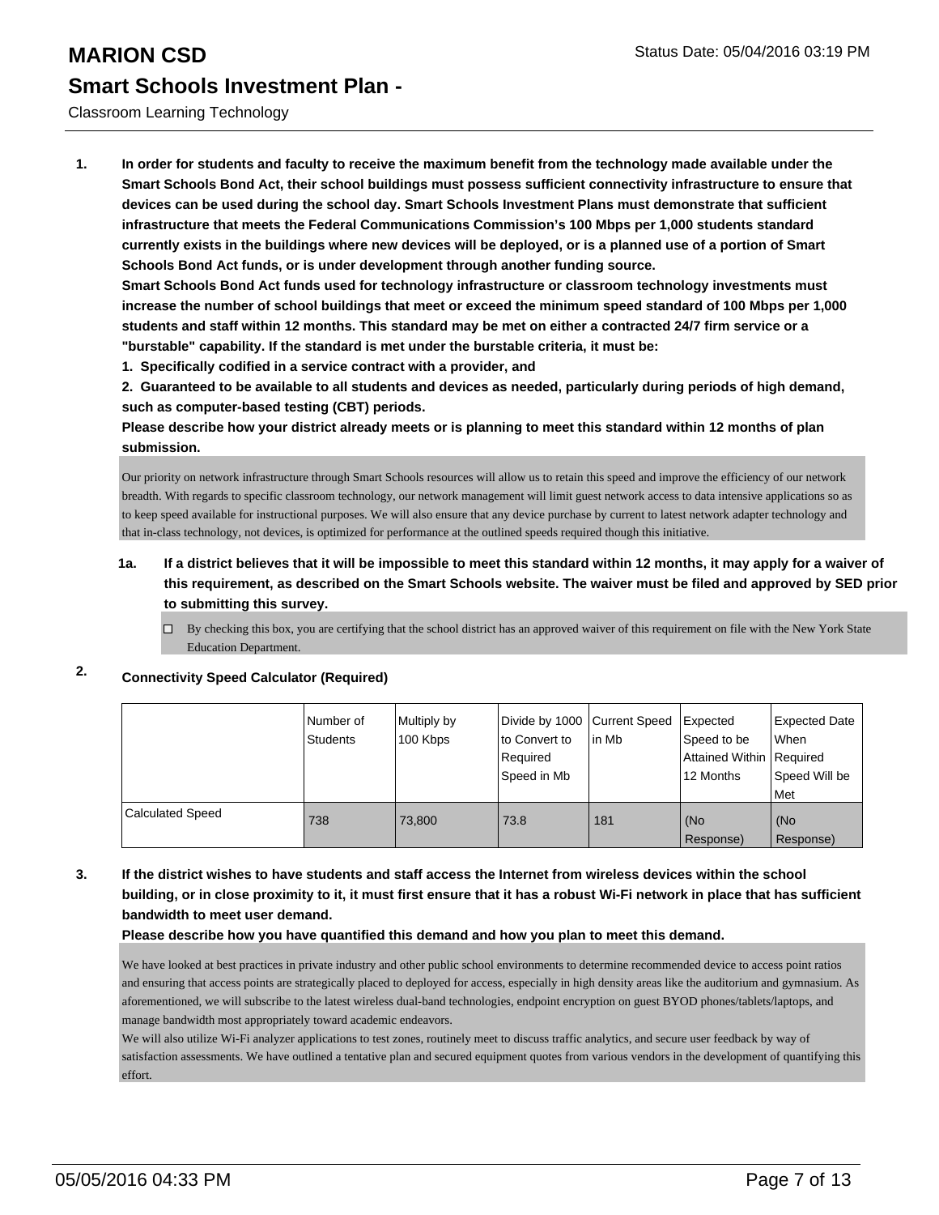# MARION CSD

Status Date: 05/04/2016 03:19 PM

## Smart Schools Investment Plan -

Classroom Learning Technology

**1. In order for students and faculty to receive the maximum benefit from the technology made available under the Smart Schools Bond Act, their school buildings must possess sufficient connectivity infrastructure to ensure that devices can be used during the school day. Smart Schools Investment Plans must demonstrate that sufficient infrastructure that meets the Federal Communications Commission's 100 Mbps per 1,000 students standard currently exists in the buildings where new devices will be deployed, or is a planned use of a portion of Smart Schools Bond Act funds, or is under development through another funding source.**

**Smart Schools Bond Act funds used for technology infrastructure or classroom technology investments must increase the number of school buildings that meet or exceed the minimum speed standard of 100 Mbps per 1,000 students and staff within 12 months. This standard may be met on either a contracted 24/7 firm service or a "burstable" capability. If the standard is met under the burstable criteria, it must be:**

**1. Specifically codified in a service contract with a provider, and**

**2. Guaranteed to be available to all students and devices as needed, particularly during periods of high demand, such as computer-based testing (CBT) periods.**

**Please describe how your district already meets or is planning to meet this standard within 12 months of plan submission.**

Our priority on network infrastructure through Smart Schools resources will allow us to retain this speed and improve the efficiency of our network breadth. With regards to specific classroom technology, our network management will limit guest network access to data intensive applications so as to keep speed available for instructional purposes. We will also ensure that any device purchase by current to latest network adapter technology and that in-class technology, not devices, is optimized for performance at the outlined speeds required though this initiative.

**1a. If a district believes that it will be impossible to meet this standard within 12 months, it may apply for a waiver of this requirement, as described on the Smart Schools website. The waiver must be filed and approved by SED prior to submitting this survey.**

☐ By checking this box, you are certifying that the school district has an approved waiver of this requirement on file with the New York State Education Department.

**2. Connectivity Speed Calculator (Required)**

| | Number of Students | Multiply by 100 Kbps | Divide by 1000 to Convert to Required Speed in Mb | Current Speed in Mb | Expected Speed to be Attained Within 12 Months | Expected Date When Required Speed Will be Met |
|---|---|---|---|---|---|---|
| Calculated Speed | 738 | 73,800 | 73.8 | 181 | (No Response) | (No Response) |

**3. If the district wishes to have students and staff access the Internet from wireless devices within the school building, or in close proximity to it, it must first ensure that it has a robust Wi-Fi network in place that has sufficient bandwidth to meet user demand.**

**Please describe how you have quantified this demand and how you plan to meet this demand.**

We have looked at best practices in private industry and other public school environments to determine recommended device to access point ratios and ensuring that access points are strategically placed to deployed for access, especially in high density areas like the auditorium and gymnasium. As aforementioned, we will subscribe to the latest wireless dual-band technologies, endpoint encryption on guest BYOD phones/tablets/laptops, and manage bandwidth most appropriately toward academic endeavors.

We will also utilize Wi-Fi analyzer applications to test zones, routinely meet to discuss traffic analytics, and secure user feedback by way of satisfaction assessments. We have outlined a tentative plan and secured equipment quotes from various vendors in the development of quantifying this effort.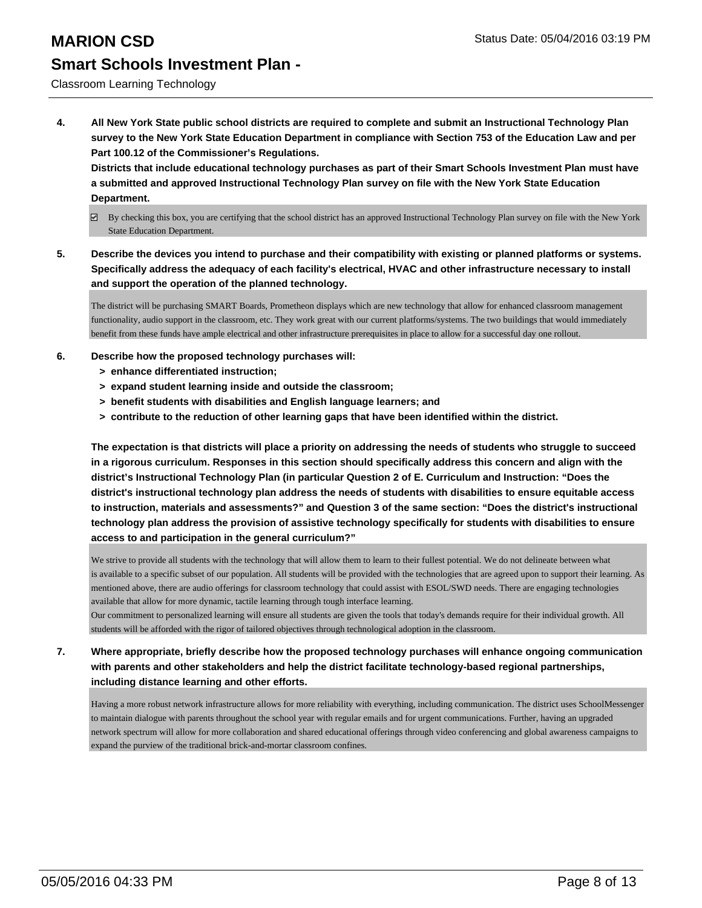# MARION CSD

## Smart Schools Investment Plan -

Classroom Learning Technology

**4. All New York State public school districts are required to complete and submit an Instructional Technology Plan survey to the New York State Education Department in compliance with Section 753 of the Education Law and per Part 100.12 of the Commissioner's Regulations.**
**Districts that include educational technology purchases as part of their Smart Schools Investment Plan must have a submitted and approved Instructional Technology Plan survey on file with the New York State Education Department.**

☑ By checking this box, you are certifying that the school district has an approved Instructional Technology Plan survey on file with the New York State Education Department.

**5. Describe the devices you intend to purchase and their compatibility with existing or planned platforms or systems. Specifically address the adequacy of each facility's electrical, HVAC and other infrastructure necessary to install and support the operation of the planned technology.**

The district will be purchasing SMART Boards, Prometheon displays which are new technology that allow for enhanced classroom management functionality, audio support in the classroom, etc. They work great with our current platforms/systems. The two buildings that would immediately benefit from these funds have ample electrical and other infrastructure prerequisites in place to allow for a successful day one rollout.

**6. Describe how the proposed technology purchases will:**

- **> enhance differentiated instruction;**
- **> expand student learning inside and outside the classroom;**
- **> benefit students with disabilities and English language learners; and**
- **> contribute to the reduction of other learning gaps that have been identified within the district.**

**The expectation is that districts will place a priority on addressing the needs of students who struggle to succeed in a rigorous curriculum. Responses in this section should specifically address this concern and align with the district's Instructional Technology Plan (in particular Question 2 of E. Curriculum and Instruction: "Does the district's instructional technology plan address the needs of students with disabilities to ensure equitable access to instruction, materials and assessments?" and Question 3 of the same section: "Does the district's instructional technology plan address the provision of assistive technology specifically for students with disabilities to ensure access to and participation in the general curriculum?"**

We strive to provide all students with the technology that will allow them to learn to their fullest potential. We do not delineate between what is available to a specific subset of our population. All students will be provided with the technologies that are agreed upon to support their learning. As mentioned above, there are audio offerings for classroom technology that could assist with ESOL/SWD needs. There are engaging technologies available that allow for more dynamic, tactile learning through tough interface learning.
Our commitment to personalized learning will ensure all students are given the tools that today's demands require for their individual growth. All students will be afforded with the rigor of tailored objectives through technological adoption in the classroom.

**7. Where appropriate, briefly describe how the proposed technology purchases will enhance ongoing communication with parents and other stakeholders and help the district facilitate technology-based regional partnerships, including distance learning and other efforts.**

Having a more robust network infrastructure allows for more reliability with everything, including communication. The district uses SchoolMessenger to maintain dialogue with parents throughout the school year with regular emails and for urgent communications. Further, having an upgraded network spectrum will allow for more collaboration and shared educational offerings through video conferencing and global awareness campaigns to expand the purview of the traditional brick-and-mortar classroom confines.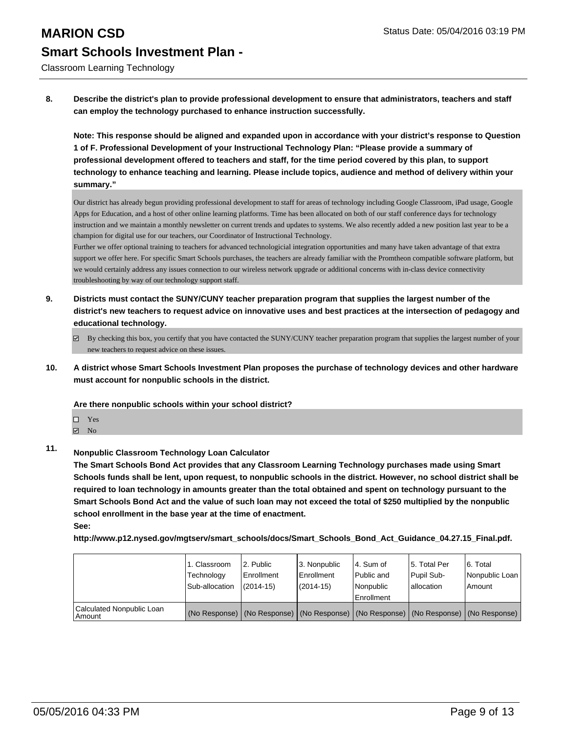**8. Describe the district's plan to provide professional development to ensure that administrators, teachers and staff can employ the technology purchased to enhance instruction successfully.**

**Note: This response should be aligned and expanded upon in accordance with your district's response to Question 1 of F. Professional Development of your Instructional Technology Plan: "Please provide a summary of professional development offered to teachers and staff, for the time period covered by this plan, to support technology to enhance teaching and learning. Please include topics, audience and method of delivery within your summary."**

Our district has already begun providing professional development to staff for areas of technology including Google Classroom, iPad usage, Google Apps for Education, and a host of other online learning platforms. Time has been allocated on both of our staff conference days for technology instruction and we maintain a monthly newsletter on current trends and updates to systems. We also recently added a new position last year to be a champion for digital use for our teachers, our Coordinator of Instructional Technology.
Further we offer optional training to teachers for advanced technologicial integration opportunities and many have taken advantage of that extra support we offer here. For specific Smart Schools purchases, the teachers are already familiar with the Promtheon compatible software platform, but we would certainly address any issues connection to our wireless network upgrade or additional concerns with in-class device connectivity troubleshooting by way of our technology support staff.

**9. Districts must contact the SUNY/CUNY teacher preparation program that supplies the largest number of the district's new teachers to request advice on innovative uses and best practices at the intersection of pedagogy and educational technology.**

☑ By checking this box, you certify that you have contacted the SUNY/CUNY teacher preparation program that supplies the largest number of your new teachers to request advice on these issues.

**10. A district whose Smart Schools Investment Plan proposes the purchase of technology devices and other hardware must account for nonpublic schools in the district.**

**Are there nonpublic schools within your school district?**

☐ Yes
☑ No

**11. Nonpublic Classroom Technology Loan Calculator**
**The Smart Schools Bond Act provides that any Classroom Learning Technology purchases made using Smart Schools funds shall be lent, upon request, to nonpublic schools in the district. However, no school district shall be required to loan technology in amounts greater than the total obtained and spent on technology pursuant to the Smart Schools Bond Act and the value of such loan may not exceed the total of $250 multiplied by the nonpublic school enrollment in the base year at the time of enactment.**
**See:**
**http://www.p12.nysed.gov/mgtserv/smart_schools/docs/Smart_Schools_Bond_Act_Guidance_04.27.15_Final.pdf.**

| | 1. Classroom Technology Sub-allocation | 2. Public Enrollment (2014-15) | 3. Nonpublic Enrollment (2014-15) | 4. Sum of Public and Nonpublic Enrollment | 5. Total Per Pupil Sub-allocation | 6. Total Nonpublic Loan Amount |
|---|---|---|---|---|---|---|
| Calculated Nonpublic Loan Amount | (No Response) | (No Response) | (No Response) | (No Response) | (No Response) | (No Response) |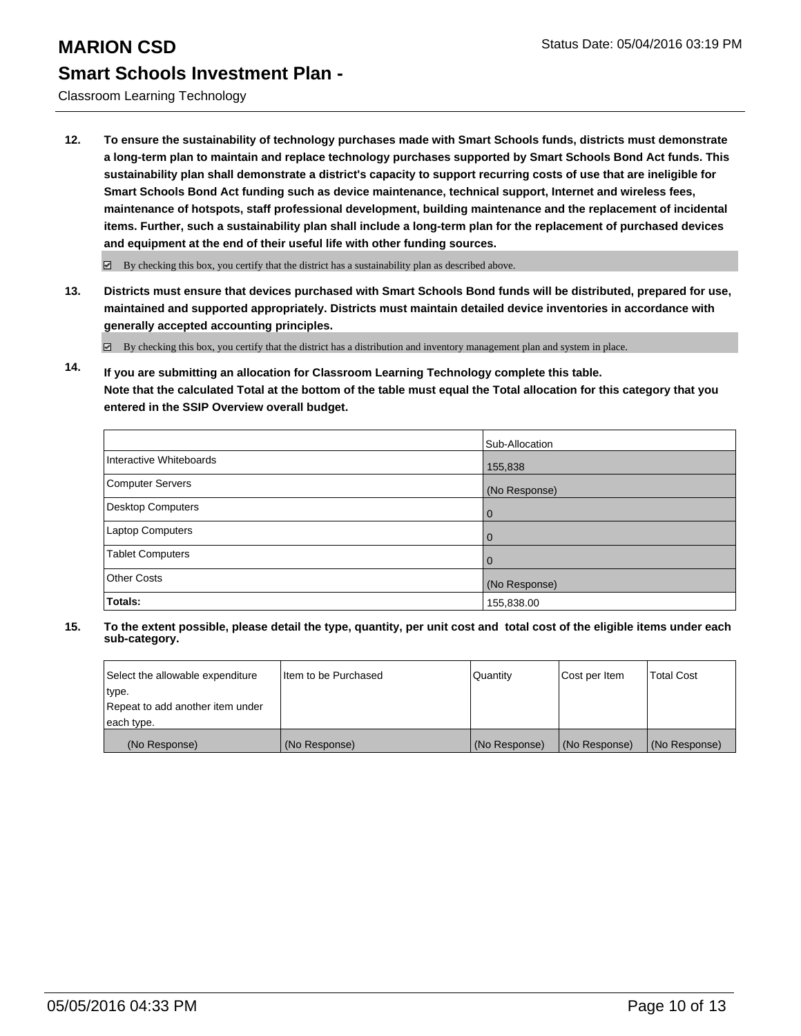# MARION CSD

Status Date: 05/04/2016 03:19 PM

## Smart Schools Investment Plan -

Classroom Learning Technology

**12. To ensure the sustainability of technology purchases made with Smart Schools funds, districts must demonstrate a long-term plan to maintain and replace technology purchases supported by Smart Schools Bond Act funds. This sustainability plan shall demonstrate a district's capacity to support recurring costs of use that are ineligible for Smart Schools Bond Act funding such as device maintenance, technical support, Internet and wireless fees, maintenance of hotspots, staff professional development, building maintenance and the replacement of incidental items. Further, such a sustainability plan shall include a long-term plan for the replacement of purchased devices and equipment at the end of their useful life with other funding sources.**

☑ By checking this box, you certify that the district has a sustainability plan as described above.

**13. Districts must ensure that devices purchased with Smart Schools Bond funds will be distributed, prepared for use, maintained and supported appropriately. Districts must maintain detailed device inventories in accordance with generally accepted accounting principles.**

☑ By checking this box, you certify that the district has a distribution and inventory management plan and system in place.

**14. If you are submitting an allocation for Classroom Learning Technology complete this table. Note that the calculated Total at the bottom of the table must equal the Total allocation for this category that you entered in the SSIP Overview overall budget.**

| | Sub-Allocation |
|---|---|
| Interactive Whiteboards | 155,838 |
| Computer Servers | (No Response) |
| Desktop Computers | 0 |
| Laptop Computers | 0 |
| Tablet Computers | 0 |
| Other Costs | (No Response) |
| **Totals:** | 155,838.00 |

**15. To the extent possible, please detail the type, quantity, per unit cost and total cost of the eligible items under each sub-category.**

| Select the allowable expenditure type. Repeat to add another item under each type. | Item to be Purchased | Quantity | Cost per Item | Total Cost |
|---|---|---|---|---|
| (No Response) | (No Response) | (No Response) | (No Response) | (No Response) |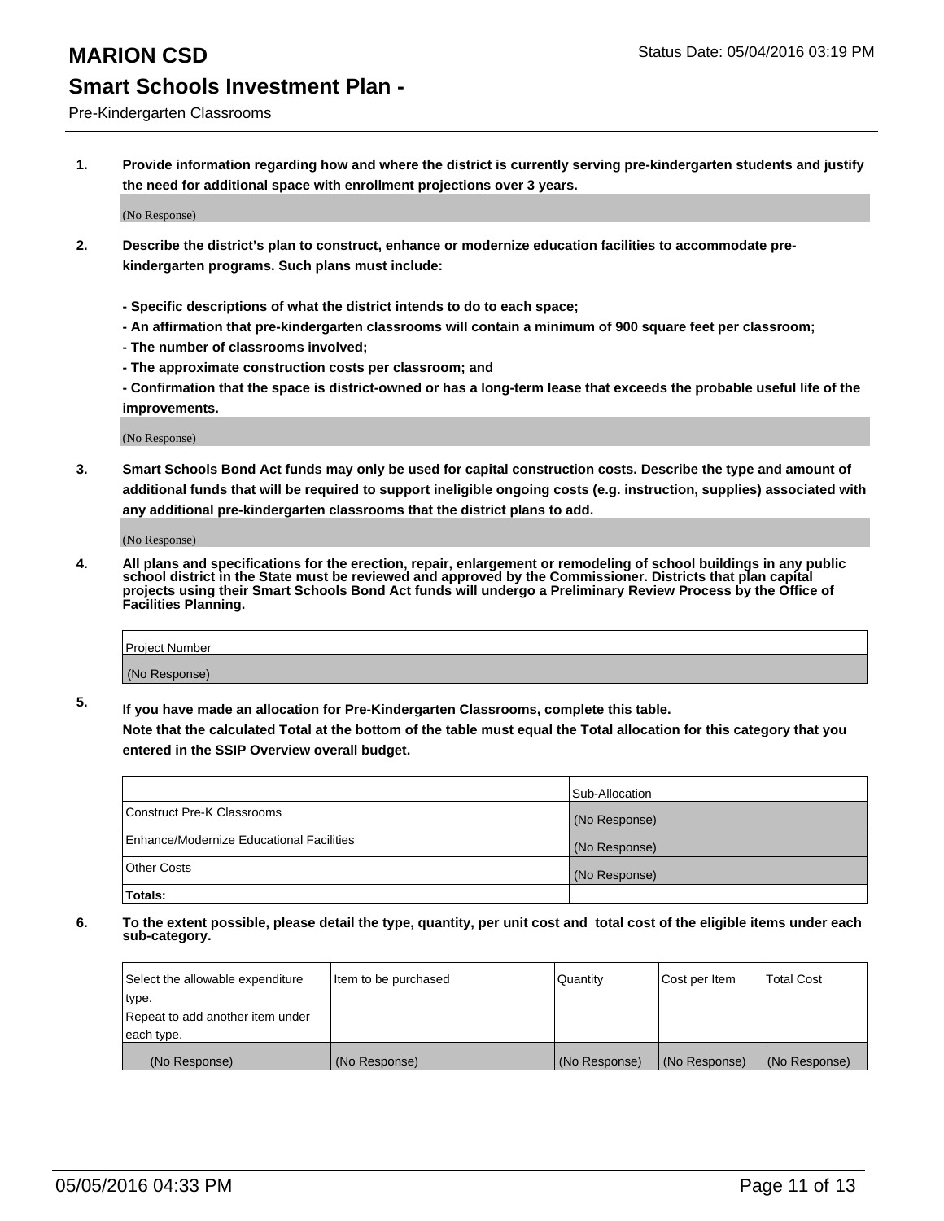# MARION CSD

## Smart Schools Investment Plan -

Pre-Kindergarten Classrooms

**1. Provide information regarding how and where the district is currently serving pre-kindergarten students and justify the need for additional space with enrollment projections over 3 years.**

(No Response)

**2. Describe the district's plan to construct, enhance or modernize education facilities to accommodate pre-kindergarten programs. Such plans must include:**

**- Specific descriptions of what the district intends to do to each space;**
**- An affirmation that pre-kindergarten classrooms will contain a minimum of 900 square feet per classroom;**
**- The number of classrooms involved;**
**- The approximate construction costs per classroom; and**
**- Confirmation that the space is district-owned or has a long-term lease that exceeds the probable useful life of the improvements.**

(No Response)

**3. Smart Schools Bond Act funds may only be used for capital construction costs. Describe the type and amount of additional funds that will be required to support ineligible ongoing costs (e.g. instruction, supplies) associated with any additional pre-kindergarten classrooms that the district plans to add.**

(No Response)

**4. All plans and specifications for the erection, repair, enlargement or remodeling of school buildings in any public school district in the State must be reviewed and approved by the Commissioner. Districts that plan capital projects using their Smart Schools Bond Act funds will undergo a Preliminary Review Process by the Office of Facilities Planning.**

| Project Number |
|---|
| (No Response) |

**5. If you have made an allocation for Pre-Kindergarten Classrooms, complete this table. Note that the calculated Total at the bottom of the table must equal the Total allocation for this category that you entered in the SSIP Overview overall budget.**

| | Sub-Allocation |
|---|---|
| Construct Pre-K Classrooms | (No Response) |
| Enhance/Modernize Educational Facilities | (No Response) |
| Other Costs | (No Response) |
| **Totals:** | |

**6. To the extent possible, please detail the type, quantity, per unit cost and total cost of the eligible items under each sub-category.**

| Select the allowable expenditure type. Repeat to add another item under each type. | Item to be purchased | Quantity | Cost per Item | Total Cost |
|---|---|---|---|---|
| (No Response) | (No Response) | (No Response) | (No Response) | (No Response) |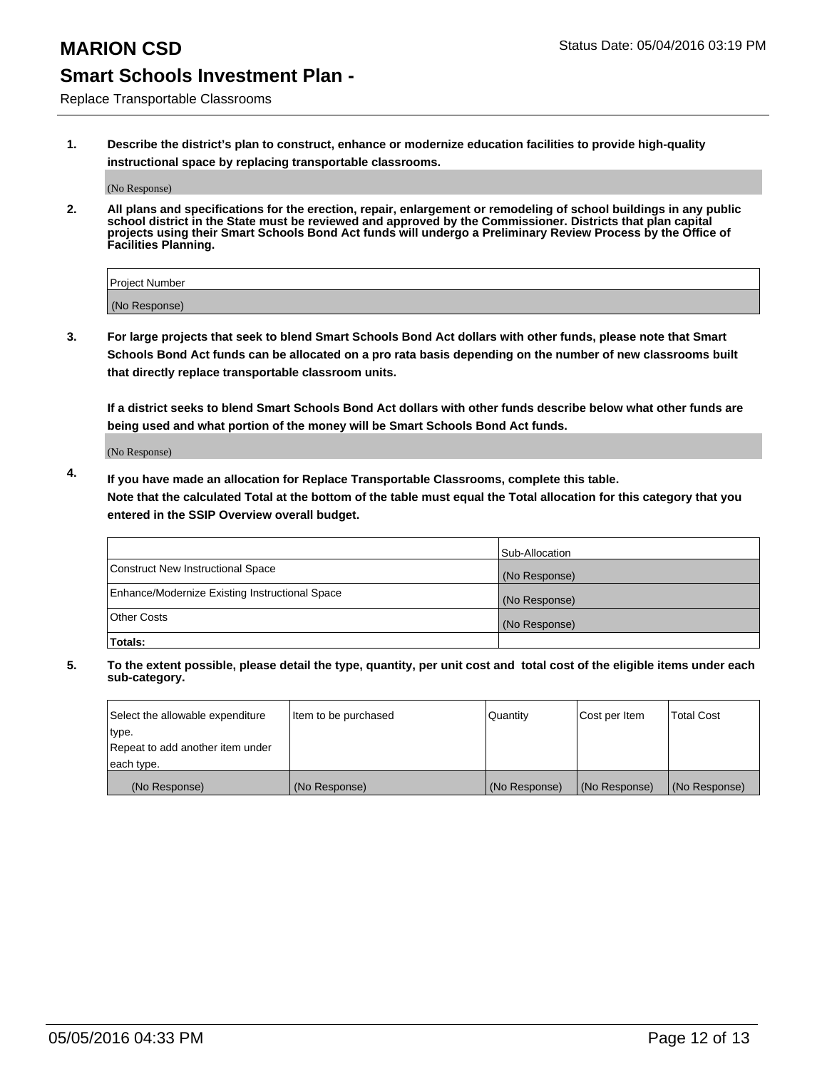# MARION CSD

Status Date: 05/04/2016 03:19 PM

## Smart Schools Investment Plan -

Replace Transportable Classrooms

**1. Describe the district's plan to construct, enhance or modernize education facilities to provide high-quality instructional space by replacing transportable classrooms.**

(No Response)

**2. All plans and specifications for the erection, repair, enlargement or remodeling of school buildings in any public school district in the State must be reviewed and approved by the Commissioner. Districts that plan capital projects using their Smart Schools Bond Act funds will undergo a Preliminary Review Process by the Office of Facilities Planning.**

| Project Number |
| --- |
| (No Response) |

**3. For large projects that seek to blend Smart Schools Bond Act dollars with other funds, please note that Smart Schools Bond Act funds can be allocated on a pro rata basis depending on the number of new classrooms built that directly replace transportable classroom units.**

**If a district seeks to blend Smart Schools Bond Act dollars with other funds describe below what other funds are being used and what portion of the money will be Smart Schools Bond Act funds.**

(No Response)

**4. If you have made an allocation for Replace Transportable Classrooms, complete this table. Note that the calculated Total at the bottom of the table must equal the Total allocation for this category that you entered in the SSIP Overview overall budget.**

| | Sub-Allocation |
| --- | --- |
| Construct New Instructional Space | (No Response) |
| Enhance/Modernize Existing Instructional Space | (No Response) |
| Other Costs | (No Response) |
| **Totals:** | |

**5. To the extent possible, please detail the type, quantity, per unit cost and total cost of the eligible items under each sub-category.**

| Select the allowable expenditure type. Repeat to add another item under each type. | Item to be purchased | Quantity | Cost per Item | Total Cost |
| --- | --- | --- | --- | --- |
| (No Response) | (No Response) | (No Response) | (No Response) | (No Response) |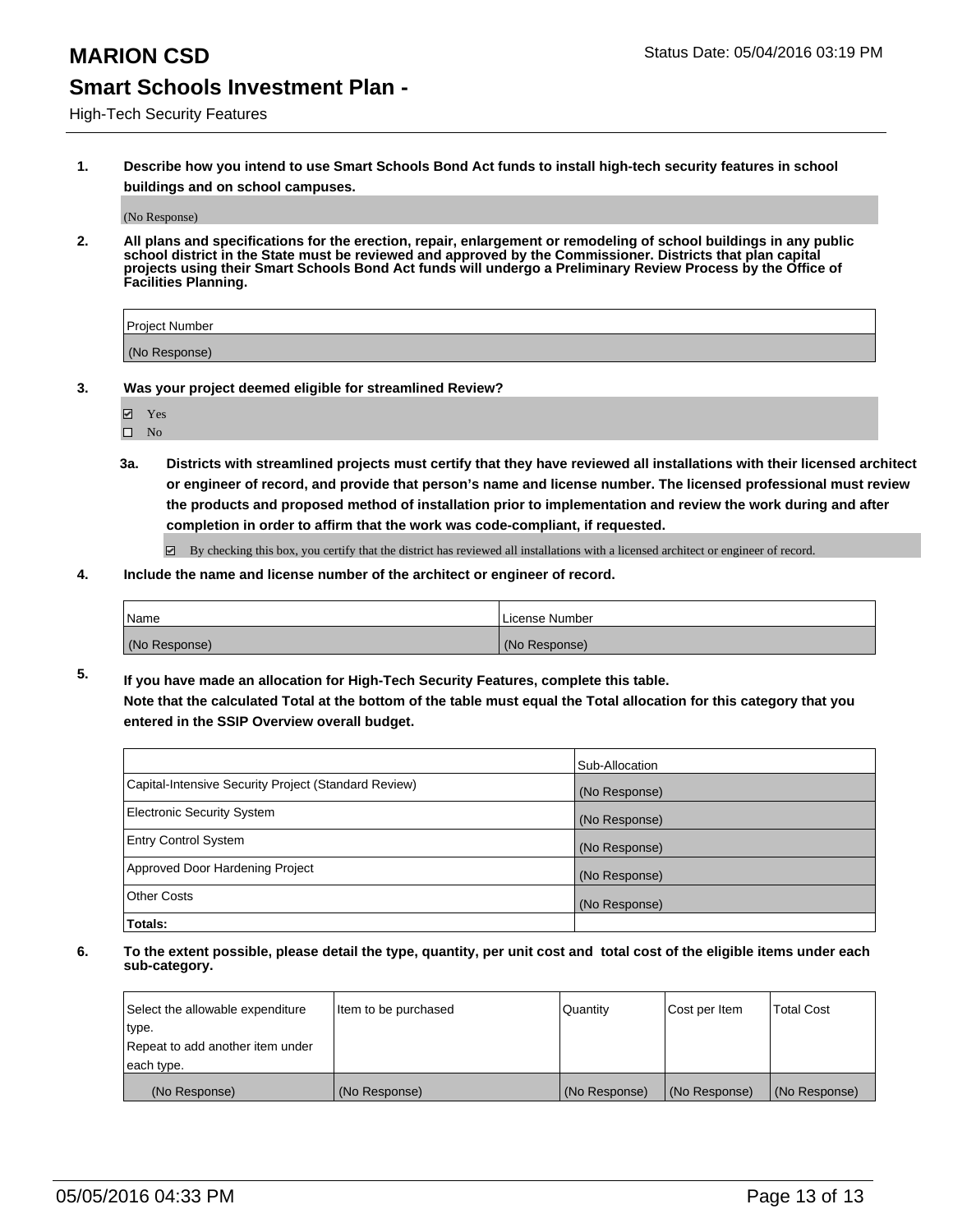# MARION CSD

Status Date: 05/04/2016 03:19 PM

## Smart Schools Investment Plan -

High-Tech Security Features

**1. Describe how you intend to use Smart Schools Bond Act funds to install high-tech security features in school buildings and on school campuses.**

(No Response)

**2. All plans and specifications for the erection, repair, enlargement or remodeling of school buildings in any public school district in the State must be reviewed and approved by the Commissioner. Districts that plan capital projects using their Smart Schools Bond Act funds will undergo a Preliminary Review Process by the Office of Facilities Planning.**

| Project Number |
|---|
| (No Response) |

**3. Was your project deemed eligible for streamlined Review?**

☑ Yes
☐ No

**3a. Districts with streamlined projects must certify that they have reviewed all installations with their licensed architect or engineer of record, and provide that person's name and license number. The licensed professional must review the products and proposed method of installation prior to implementation and review the work during and after completion in order to affirm that the work was code-compliant, if requested.**

☑ By checking this box, you certify that the district has reviewed all installations with a licensed architect or engineer of record.

**4. Include the name and license number of the architect or engineer of record.**

| Name | License Number |
|---|---|
| (No Response) | (No Response) |

**5. If you have made an allocation for High-Tech Security Features, complete this table.**
**Note that the calculated Total at the bottom of the table must equal the Total allocation for this category that you entered in the SSIP Overview overall budget.**

| | Sub-Allocation |
|---|---|
| Capital-Intensive Security Project (Standard Review) | (No Response) |
| Electronic Security System | (No Response) |
| Entry Control System | (No Response) |
| Approved Door Hardening Project | (No Response) |
| Other Costs | (No Response) |
| **Totals:** | |

**6. To the extent possible, please detail the type, quantity, per unit cost and total cost of the eligible items under each sub-category.**

| Select the allowable expenditure type. Repeat to add another item under each type. | Item to be purchased | Quantity | Cost per Item | Total Cost |
|---|---|---|---|---|
| (No Response) | (No Response) | (No Response) | (No Response) | (No Response) |

05/05/2016 04:33 PM